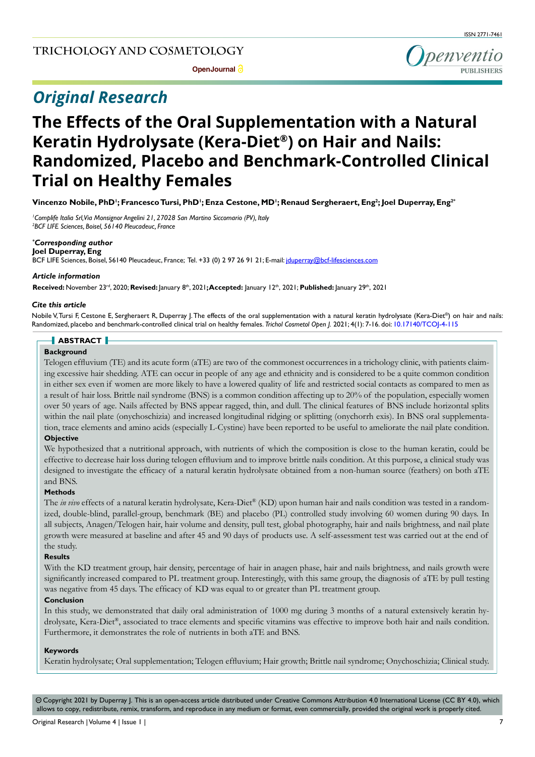# Original Research

# The Effects of the Oral Supplementation with a Natural Keratin Hydrolysate (Kera-Diet®) on Hair and Nails: Randomized, Placebo and Benchmark-Controlled Clinical Trial on Healthy Females

**Vincenzo Nobile, PhD[1]; Francesco Tursi, PhD[1]; Enza Cestone, MD[1]; Renaud Sergheraert, Eng[2]; Joel Duperray, Eng[2*]**

*[1]Complife Italia Srl, Via Monsignor Angelini 21, 27028 San Martino Siccomario (PV), Italy*
*[2]BCF LIFE Sciences, Boisel, 56140 Pleucadeuc, France*

***Corresponding author***
**Joel Duperray, Eng**
BCF LIFE Sciences, Boisel, 56140 Pleucadeuc, France; Tel. +33 (0) 2 97 26 91 21; E-mail: jduperray@bcf-lifesciences.com

***Article information***
**Received:** November 23rd, 2020; **Revised:** January 8th, 2021; **Accepted:** January 12th, 2021; **Published:** January 29th, 2021

***Cite this article***
Nobile V, Tursi F, Cestone E, Sergheraert R, Duperray J. The effects of the oral supplementation with a natural keratin hydrolysate (Kera-Diet®) on hair and nails: Randomized, placebo and benchmark-controlled clinical trial on healthy females. *Trichol Cosmetol Open J.* 2021; 4(1): 7-16. doi: 10.17140/TCOJ-4-115

## ABSTRACT

### Background

Telogen effluvium (TE) and its acute form (aTE) are two of the commonest occurrences in a trichology clinic, with patients claiming excessive hair shedding. ATE can occur in people of any age and ethnicity and is considered to be a quite common condition in either sex even if women are more likely to have a lowered quality of life and restricted social contacts as compared to men as a result of hair loss. Brittle nail syndrome (BNS) is a common condition affecting up to 20% of the population, especially women over 50 years of age. Nails affected by BNS appear ragged, thin, and dull. The clinical features of BNS include horizontal splits within the nail plate (onychoschizia) and increased longitudinal ridging or splitting (onychorrh exis). In BNS oral supplementation, trace elements and amino acids (especially L-Cystine) have been reported to be useful to ameliorate the nail plate condition.

### Objective

We hypothesized that a nutritional approach, with nutrients of which the composition is close to the human keratin, could be effective to decrease hair loss during telogen effluvium and to improve brittle nails condition. At this purpose, a clinical study was designed to investigate the efficacy of a natural keratin hydrolysate obtained from a non-human source (feathers) on both aTE and BNS.

### Methods

The *in vivo* effects of a natural keratin hydrolysate, Kera-Diet® (KD) upon human hair and nails condition was tested in a randomized, double-blind, parallel-group, benchmark (BE) and placebo (PL) controlled study involving 60 women during 90 days. In all subjects, Anagen/Telogen hair, hair volume and density, pull test, global photography, hair and nails brightness, and nail plate growth were measured at baseline and after 45 and 90 days of products use. A self-assessment test was carried out at the end of the study.

### Results

With the KD treatment group, hair density, percentage of hair in anagen phase, hair and nails brightness, and nails growth were significantly increased compared to PL treatment group. Interestingly, with this same group, the diagnosis of aTE by pull testing was negative from 45 days. The efficacy of KD was equal to or greater than PL treatment group.

### Conclusion

In this study, we demonstrated that daily oral administration of 1000 mg during 3 months of a natural extensively keratin hydrolysate, Kera-Diet®, associated to trace elements and specific vitamins was effective to improve both hair and nails condition. Furthermore, it demonstrates the role of nutrients in both aTE and BNS.

### Keywords

Keratin hydrolysate; Oral supplementation; Telogen effluvium; Hair growth; Brittle nail syndrome; Onychoschizia; Clinical study.

© Copyright 2021 by Duperray J. This is an open-access article distributed under Creative Commons Attribution 4.0 International License (CC BY 4.0), which allows to copy, redistribute, remix, transform, and reproduce in any medium or format, even commercially, provided the original work is properly cited.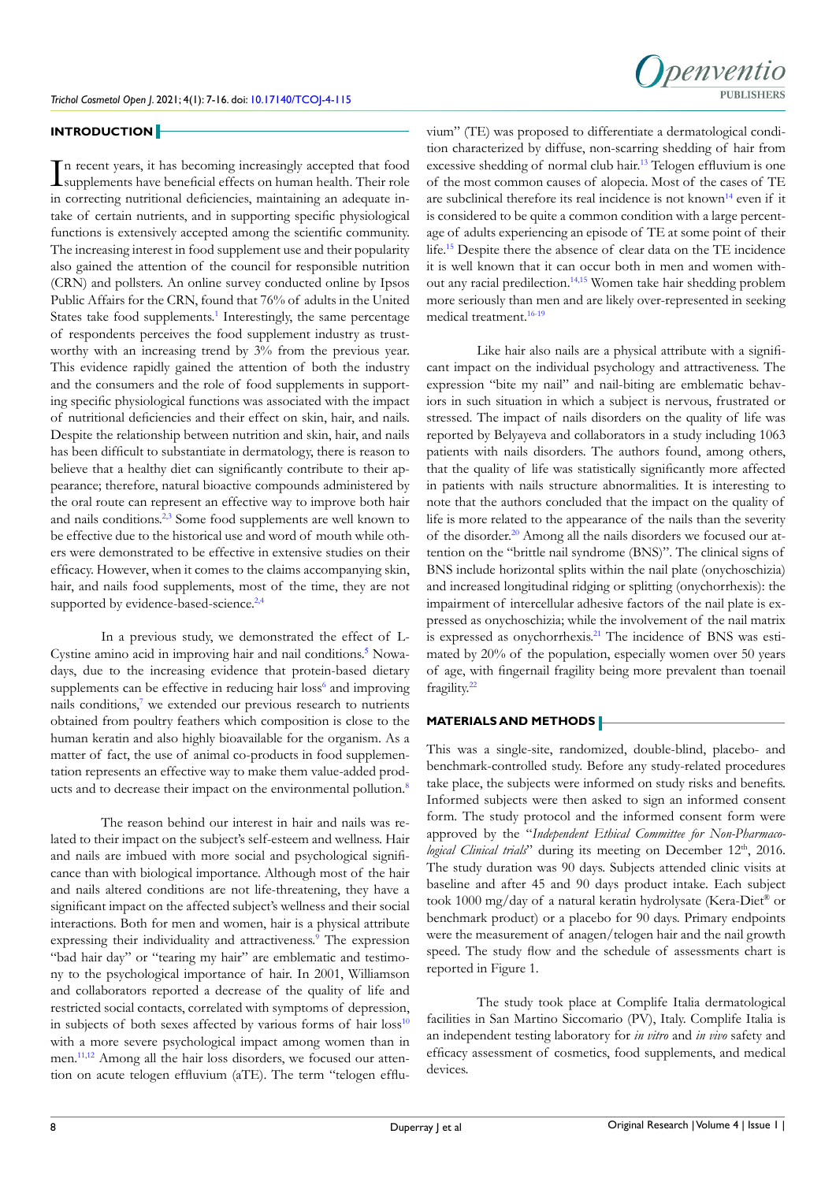## INTRODUCTION

In recent years, it has becoming increasingly accepted that food supplements have beneficial effects on human health. Their role in correcting nutritional deficiencies, maintaining an adequate intake of certain nutrients, and in supporting specific physiological functions is extensively accepted among the scientific community. The increasing interest in food supplement use and their popularity also gained the attention of the council for responsible nutrition (CRN) and pollsters. An online survey conducted online by Ipsos Public Affairs for the CRN, found that 76% of adults in the United States take food supplements.[1] Interestingly, the same percentage of respondents perceives the food supplement industry as trustworthy with an increasing trend by 3% from the previous year. This evidence rapidly gained the attention of both the industry and the consumers and the role of food supplements in supporting specific physiological functions was associated with the impact of nutritional deficiencies and their effect on skin, hair, and nails. Despite the relationship between nutrition and skin, hair, and nails has been difficult to substantiate in dermatology, there is reason to believe that a healthy diet can significantly contribute to their appearance; therefore, natural bioactive compounds administered by the oral route can represent an effective way to improve both hair and nails conditions.[2,3] Some food supplements are well known to be effective due to the historical use and word of mouth while others were demonstrated to be effective in extensive studies on their efficacy. However, when it comes to the claims accompanying skin, hair, and nails food supplements, most of the time, they are not supported by evidence-based-science.[2,4]

In a previous study, we demonstrated the effect of L-Cystine amino acid in improving hair and nail conditions.[5] Nowadays, due to the increasing evidence that protein-based dietary supplements can be effective in reducing hair loss[6] and improving nails conditions,[7] we extended our previous research to nutrients obtained from poultry feathers which composition is close to the human keratin and also highly bioavailable for the organism. As a matter of fact, the use of animal co-products in food supplementation represents an effective way to make them value-added products and to decrease their impact on the environmental pollution.[8]

The reason behind our interest in hair and nails was related to their impact on the subject's self-esteem and wellness. Hair and nails are imbued with more social and psychological significance than with biological importance. Although most of the hair and nails altered conditions are not life-threatening, they have a significant impact on the affected subject's wellness and their social interactions. Both for men and women, hair is a physical attribute expressing their individuality and attractiveness.[9] The expression "bad hair day" or "tearing my hair" are emblematic and testimony to the psychological importance of hair. In 2001, Williamson and collaborators reported a decrease of the quality of life and restricted social contacts, correlated with symptoms of depression, in subjects of both sexes affected by various forms of hair loss[10] with a more severe psychological impact among women than in men.[11,12] Among all the hair loss disorders, we focused our attention on acute telogen effluvium (aTE). The term "telogen effluvium" (TE) was proposed to differentiate a dermatological condition characterized by diffuse, non-scarring shedding of hair from excessive shedding of normal club hair.[13] Telogen effluvium is one of the most common causes of alopecia. Most of the cases of TE are subclinical therefore its real incidence is not known[14] even if it is considered to be quite a common condition with a large percentage of adults experiencing an episode of TE at some point of their life.[15] Despite there the absence of clear data on the TE incidence it is well known that it can occur both in men and women without any racial predilection.[14,15] Women take hair shedding problem more seriously than men and are likely over-represented in seeking medical treatment.[16-19]

Like hair also nails are a physical attribute with a significant impact on the individual psychology and attractiveness. The expression "bite my nail" and nail-biting are emblematic behaviors in such situation in which a subject is nervous, frustrated or stressed. The impact of nails disorders on the quality of life was reported by Belyayeva and collaborators in a study including 1063 patients with nails disorders. The authors found, among others, that the quality of life was statistically significantly more affected in patients with nails structure abnormalities. It is interesting to note that the authors concluded that the impact on the quality of life is more related to the appearance of the nails than the severity of the disorder.[20] Among all the nails disorders we focused our attention on the "brittle nail syndrome (BNS)". The clinical signs of BNS include horizontal splits within the nail plate (onychoschizia) and increased longitudinal ridging or splitting (onychorrhexis): the impairment of intercellular adhesive factors of the nail plate is expressed as onychoschizia; while the involvement of the nail matrix is expressed as onychorrhexis.[21] The incidence of BNS was estimated by 20% of the population, especially women over 50 years of age, with fingernail fragility being more prevalent than toenail fragility.[22]

## MATERIALS AND METHODS

This was a single-site, randomized, double-blind, placebo- and benchmark-controlled study. Before any study-related procedures take place, the subjects were informed on study risks and benefits. Informed subjects were then asked to sign an informed consent form. The study protocol and the informed consent form were approved by the "*Independent Ethical Committee for Non-Pharmacological Clinical trials*" during its meeting on December 12th, 2016. The study duration was 90 days. Subjects attended clinic visits at baseline and after 45 and 90 days product intake. Each subject took 1000 mg/day of a natural keratin hydrolysate (Kera-Diet® or benchmark product) or a placebo for 90 days. Primary endpoints were the measurement of anagen/telogen hair and the nail growth speed. The study flow and the schedule of assessments chart is reported in Figure 1.

The study took place at Complife Italia dermatological facilities in San Martino Siccomario (PV), Italy. Complife Italia is an independent testing laboratory for *in vitro* and *in vivo* safety and efficacy assessment of cosmetics, food supplements, and medical devices.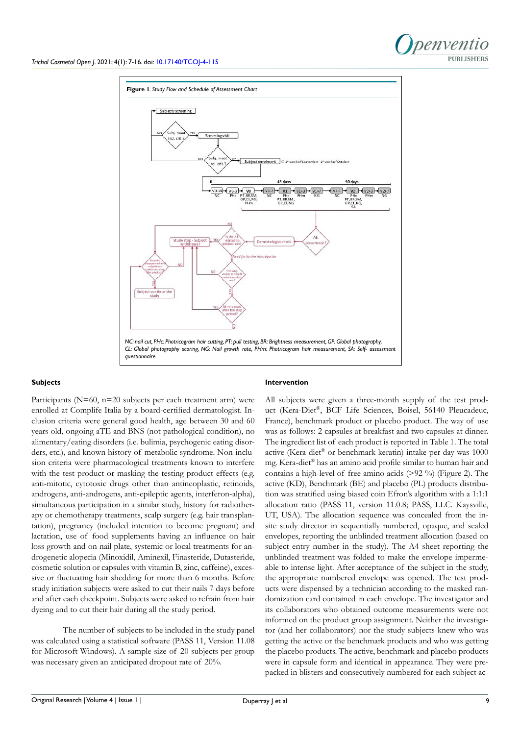**Figure 1**. *Study Flow and Schedule of Assessment Chart*

*NC: nail cut, PHc: Photricogram hair cutting, PT: pull testing, BR: Brightness measurement, GP: Global photography, CL: Global photography scoring, NG: Nail growth rate, PHm: Photricogram hair measurement, SA: Self- assessment questionnaire.*

### Subjects

Participants (N=60, n=20 subjects per each treatment arm) were enrolled at Complife Italia by a board-certified dermatologist. Inclusion criteria were general good health, age between 30 and 60 years old, ongoing aTE and BNS (not pathological condition), no alimentary/eating disorders (i.e. bulimia, psychogenic eating disorders, etc.), and known history of metabolic syndrome. Non-inclusion criteria were pharmacological treatments known to interfere with the test product or masking the testing product effects (e.g. anti-mitotic, cytotoxic drugs other than antineoplastic, retinoids, androgens, anti-androgens, anti-epileptic agents, interferon-alpha), simultaneous participation in a similar study, history for radiotherapy or chemotherapy treatments, scalp surgery (e.g. hair transplantation), pregnancy (included intention to become pregnant) and lactation, use of food supplements having an influence on hair loss growth and on nail plate, systemic or local treatments for androgenetic alopecia (Minoxidil, Aminexil, Finasteride, Dutasteride, cosmetic solution or capsules with vitamin B, zinc, caffeine), excessive or fluctuating hair shedding for more than 6 months. Before study initiation subjects were asked to cut their nails 7 days before and after each checkpoint. Subjects were asked to refrain from hair dyeing and to cut their hair during all the study period.

The number of subjects to be included in the study panel was calculated using a statistical software (PASS 11, Version 11.08 for Microsoft Windows). A sample size of 20 subjects per group was necessary given an anticipated dropout rate of 20%.

### Intervention

All subjects were given a three-month supply of the test product (Kera-Diet®, BCF Life Sciences, Boisel, 56140 Pleucadeuc, France), benchmark product or placebo product. The way of use was as follows: 2 capsules at breakfast and two capsules at dinner. The ingredient list of each product is reported in Table 1. The total active (Kera-diet® or benchmark keratin) intake per day was 1000 mg. Kera-diet® has an amino acid profile similar to human hair and contains a high-level of free amino acids (>92 %) (Figure 2). The active (KD), Benchmark (BE) and placebo (PL) products distribution was stratified using biased coin Efron's algorithm with a 1:1:1 allocation ratio (PASS 11, version 11.0.8; PASS, LLC. Kaysville, UT, USA). The allocation sequence was concealed from the in-site study director in sequentially numbered, opaque, and sealed envelopes, reporting the unblinded treatment allocation (based on subject entry number in the study). The A4 sheet reporting the unblinded treatment was folded to make the envelope impermeable to intense light. After acceptance of the subject in the study, the appropriate numbered envelope was opened. The test products were dispensed by a technician according to the masked randomization card contained in each envelope. The investigator and its collaborators who obtained outcome measurements were not informed on the product group assignment. Neither the investigator (and her collaborators) nor the study subjects knew who was getting the active or the benchmark products and who was getting the placebo products. The active, benchmark and placebo products were in capsule form and identical in appearance. They were prepacked in blisters and consecutively numbered for each subject ac-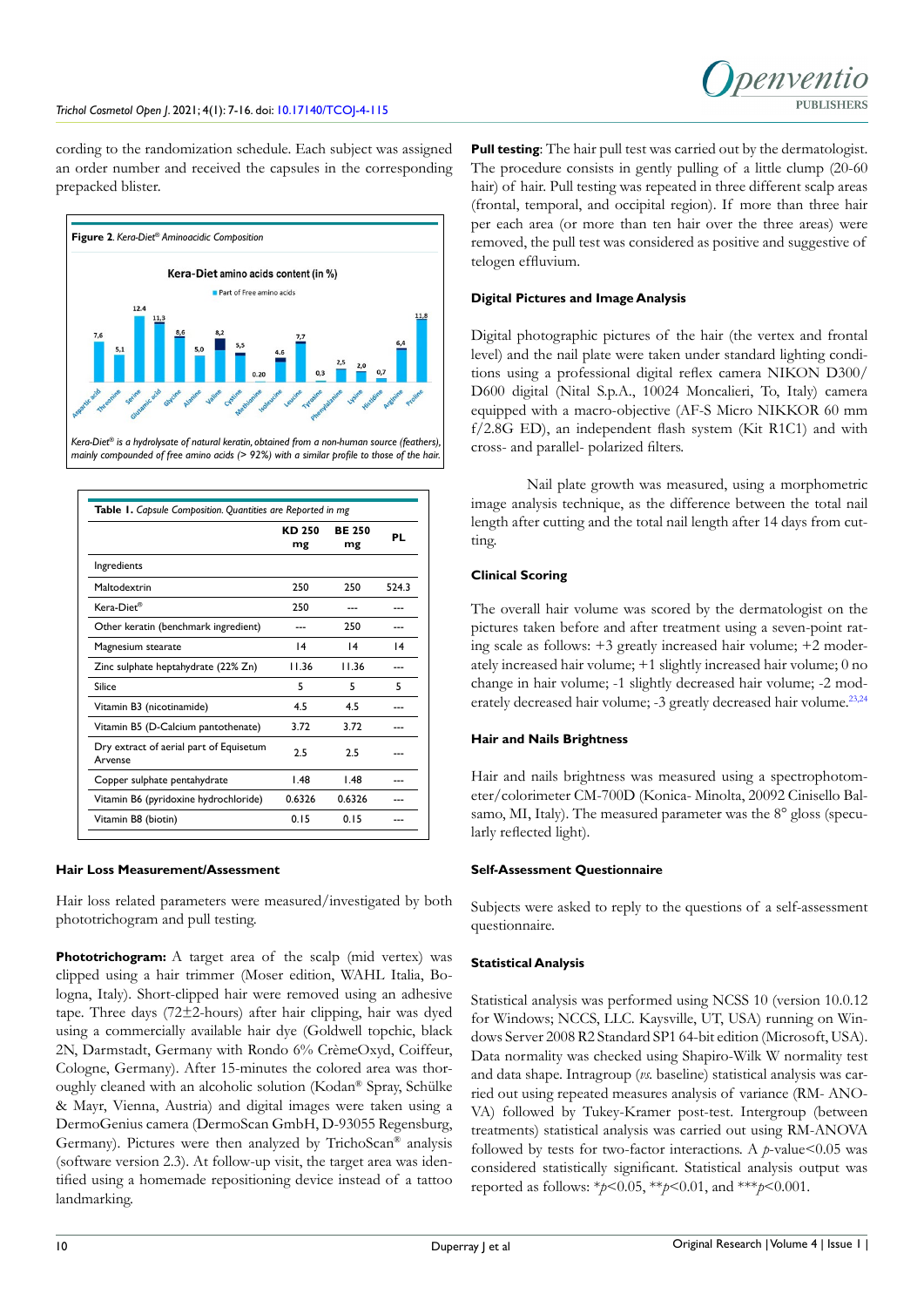cording to the randomization schedule. Each subject was assigned an order number and received the capsules in the corresponding prepacked blister.

**Figure 2.** *Kera-Diet® Aminoacidic Composition*

*Kera-Diet® is a hydrolysate of natural keratin, obtained from a non-human source (feathers), mainly compounded of free amino acids (> 92%) with a similar profile to those of the hair.*

**Table 1.** *Capsule Composition. Quantities are Reported in mg*

| | KD 250 mg | BE 250 mg | PL |
|---|---|---|---|
| Ingredients | | | |
| Maltodextrin | 250 | 250 | 524.3 |
| Kera-Diet® | 250 | --- | --- |
| Other keratin (benchmark ingredient) | --- | 250 | --- |
| Magnesium stearate | 14 | 14 | 14 |
| Zinc sulphate heptahydrade (22% Zn) | 11.36 | 11.36 | --- |
| Silice | 5 | 5 | 5 |
| Vitamin B3 (nicotinamide) | 4.5 | 4.5 | --- |
| Vitamin B5 (D-Calcium pantothenate) | 3.72 | 3.72 | --- |
| Dry extract of aerial part of Equisetum Arvense | 2.5 | 2.5 | --- |
| Copper sulphate pentahydrate | 1.48 | 1.48 | --- |
| Vitamin B6 (pyridoxine hydrochloride) | 0.6326 | 0.6326 | --- |
| Vitamin B8 (biotin) | 0.15 | 0.15 | --- |

### Hair Loss Measurement/Assessment

Hair loss related parameters were measured/investigated by both phototrichogram and pull testing.

**Phototrichogram:** A target area of the scalp (mid vertex) was clipped using a hair trimmer (Moser edition, WAHL Italia, Bologna, Italy). Short-clipped hair were removed using an adhesive tape. Three days (72±2-hours) after hair clipping, hair was dyed using a commercially available hair dye (Goldwell topchic, black 2N, Darmstadt, Germany with Rondo 6% CrèmeOxyd, Coiffeur, Cologne, Germany). After 15-minutes the colored area was thoroughly cleaned with an alcoholic solution (Kodan® Spray, Schülke & Mayr, Vienna, Austria) and digital images were taken using a DermoGenius camera (DermoScan GmbH, D-93055 Regensburg, Germany). Pictures were then analyzed by TrichoScan® analysis (software version 2.3). At follow-up visit, the target area was identified using a homemade repositioning device instead of a tattoo landmarking.

**Pull testing**: The hair pull test was carried out by the dermatologist. The procedure consists in gently pulling of a little clump (20-60 hair) of hair. Pull testing was repeated in three different scalp areas (frontal, temporal, and occipital region). If more than three hair per each area (or more than ten hair over the three areas) were removed, the pull test was considered as positive and suggestive of telogen effluvium.

### Digital Pictures and Image Analysis

Digital photographic pictures of the hair (the vertex and frontal level) and the nail plate were taken under standard lighting conditions using a professional digital reflex camera NIKON D300/D600 digital (Nital S.p.A., 10024 Moncalieri, To, Italy) camera equipped with a macro-objective (AF-S Micro NIKKOR 60 mm f/2.8G ED), an independent flash system (Kit R1C1) and with cross- and parallel- polarized filters.

Nail plate growth was measured, using a morphometric image analysis technique, as the difference between the total nail length after cutting and the total nail length after 14 days from cutting.

### Clinical Scoring

The overall hair volume was scored by the dermatologist on the pictures taken before and after treatment using a seven-point rating scale as follows: +3 greatly increased hair volume; +2 moderately increased hair volume; +1 slightly increased hair volume; 0 no change in hair volume; -1 slightly decreased hair volume; -2 moderately decreased hair volume; -3 greatly decreased hair volume.[23,24]

### Hair and Nails Brightness

Hair and nails brightness was measured using a spectrophotometer/colorimeter CM-700D (Konica- Minolta, 20092 Cinisello Balsamo, MI, Italy). The measured parameter was the 8° gloss (specularly reflected light).

### Self-Assessment Questionnaire

Subjects were asked to reply to the questions of a self-assessment questionnaire.

### Statistical Analysis

Statistical analysis was performed using NCSS 10 (version 10.0.12 for Windows; NCCS, LLC. Kaysville, UT, USA) running on Windows Server 2008 R2 Standard SP1 64-bit edition (Microsoft, USA). Data normality was checked using Shapiro-Wilk W normality test and data shape. Intragroup (*vs.* baseline) statistical analysis was carried out using repeated measures analysis of variance (RM- ANOVA) followed by Tukey-Kramer post-test. Intergroup (between treatments) statistical analysis was carried out using RM-ANOVA followed by tests for two-factor interactions. A $p$-value<0.05 was considered statistically significant. Statistical analysis output was reported as follows: *$p$<0.05, **$p$<0.01, and ***$p$<0.001.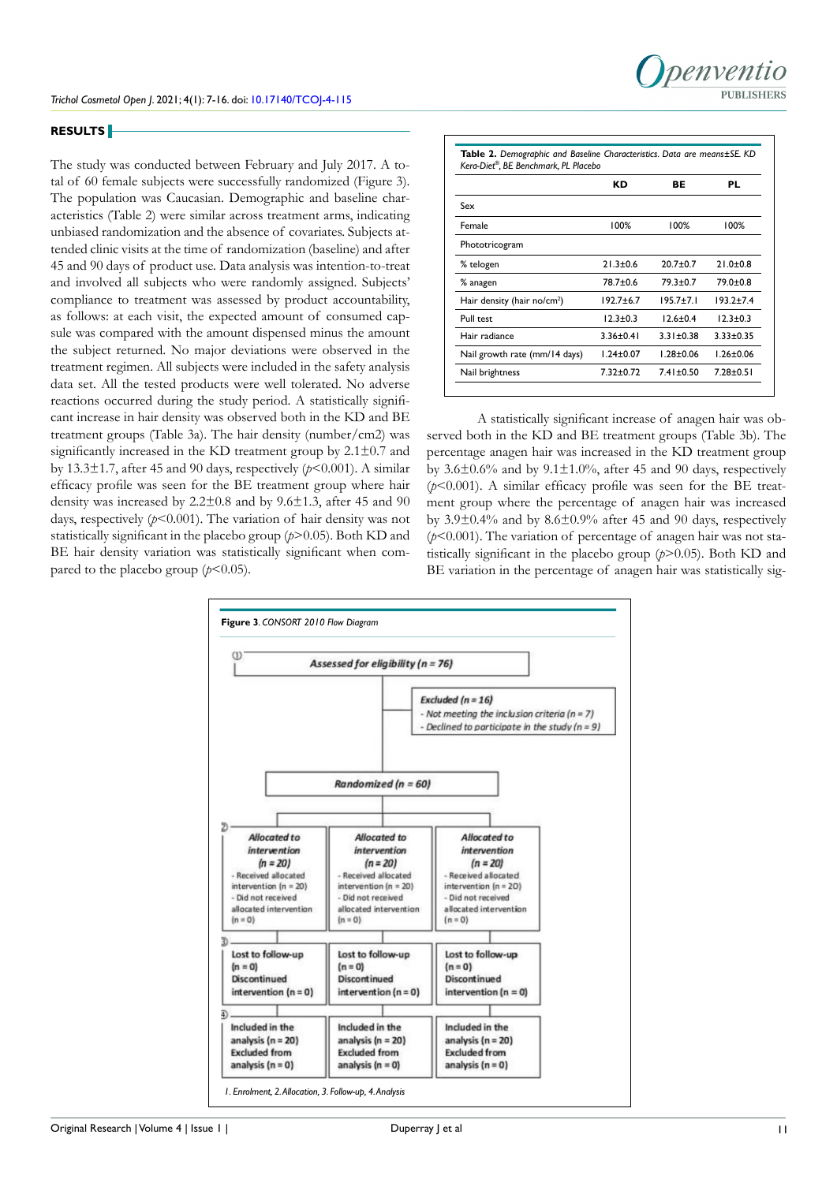## RESULTS

The study was conducted between February and July 2017. A total of 60 female subjects were successfully randomized (Figure 3). The population was Caucasian. Demographic and baseline characteristics (Table 2) were similar across treatment arms, indicating unbiased randomization and the absence of covariates. Subjects attended clinic visits at the time of randomization (baseline) and after 45 and 90 days of product use. Data analysis was intention-to-treat and involved all subjects who were randomly assigned. Subjects' compliance to treatment was assessed by product accountability, as follows: at each visit, the expected amount of consumed capsule was compared with the amount dispensed minus the amount the subject returned. No major deviations were observed in the treatment regimen. All subjects were included in the safety analysis data set. All the tested products were well tolerated. No adverse reactions occurred during the study period. A statistically significant increase in hair density was observed both in the KD and BE treatment groups (Table 3a). The hair density (number/cm2) was significantly increased in the KD treatment group by 2.1±0.7 and by 13.3±1.7, after 45 and 90 days, respectively ($p<0.001$). A similar efficacy profile was seen for the BE treatment group where hair density was increased by 2.2±0.8 and by 9.6±1.3, after 45 and 90 days, respectively ($p<0.001$). The variation of hair density was not statistically significant in the placebo group ($p>0.05$). Both KD and BE hair density variation was statistically significant when compared to the placebo group ($p<0.05$).

**Table 2.** *Demographic and Baseline Characteristics. Data are means±SE. KD Kera-Diet®, BE Benchmark, PL Placebo*

| | KD | BE | PL |
|---|---|---|---|
| Sex | | | |
| Female | 100% | 100% | 100% |
| Phototricogram | | | |
| % telogen | 21.3±0.6 | 20.7±0.7 | 21.0±0.8 |
| % anagen | 78.7±0.6 | 79.3±0.7 | 79.0±0.8 |
| Hair density (hair no/cm²) | 192.7±6.7 | 195.7±7.1 | 193.2±7.4 |
| Pull test | 12.3±0.3 | 12.6±0.4 | 12.3±0.3 |
| Hair radiance | 3.36±0.41 | 3.31±0.38 | 3.33±0.35 |
| Nail growth rate (mm/14 days) | 1.24±0.07 | 1.28±0.06 | 1.26±0.06 |
| Nail brightness | 7.32±0.72 | 7.41±0.50 | 7.28±0.51 |

A statistically significant increase of anagen hair was observed both in the KD and BE treatment groups (Table 3b). The percentage anagen hair was increased in the KD treatment group by 3.6±0.6% and by 9.1±1.0%, after 45 and 90 days, respectively ($p<0.001$). A similar efficacy profile was seen for the BE treatment group where the percentage of anagen hair was increased by 3.9±0.4% and by 8.6±0.9% after 45 and 90 days, respectively ($p<0.001$). The variation of percentage of anagen hair was not statistically significant in the placebo group ($p>0.05$). Both KD and BE variation in the percentage of anagen hair was statistically sig-

**Figure 3.** *CONSORT 2010 Flow Diagram*

① Assessed for eligibility (n = 76)

Excluded (n = 16)
- Not meeting the inclusion criteria (n = 7)
- Declined to participate in the study (n = 9)

Randomized (n = 60)

② Allocated to intervention (n = 20)
- Received allocated intervention (n = 20)
- Did not received allocated intervention (n = 0)

Allocated to intervention (n = 20)
- Received allocated intervention (n = 20)
- Did not received allocated intervention (n = 0)

Allocated to intervention (n = 20)
- Received allocated intervention (n = 20)
- Did not received allocated intervention (n = 0)

③ Lost to follow-up (n = 0) Discontinued intervention (n = 0)

Lost to follow-up (n = 0) Discontinued intervention (n = 0)

Lost to follow-up (n = 0) Discontinued intervention (n = 0)

④ Included in the analysis (n = 20) Excluded from analysis (n = 0)

Included in the analysis (n = 20) Excluded from analysis (n = 0)

Included in the analysis (n = 20) Excluded from analysis (n = 0)

*1. Enrolment, 2. Allocation, 3. Follow-up, 4. Analysis*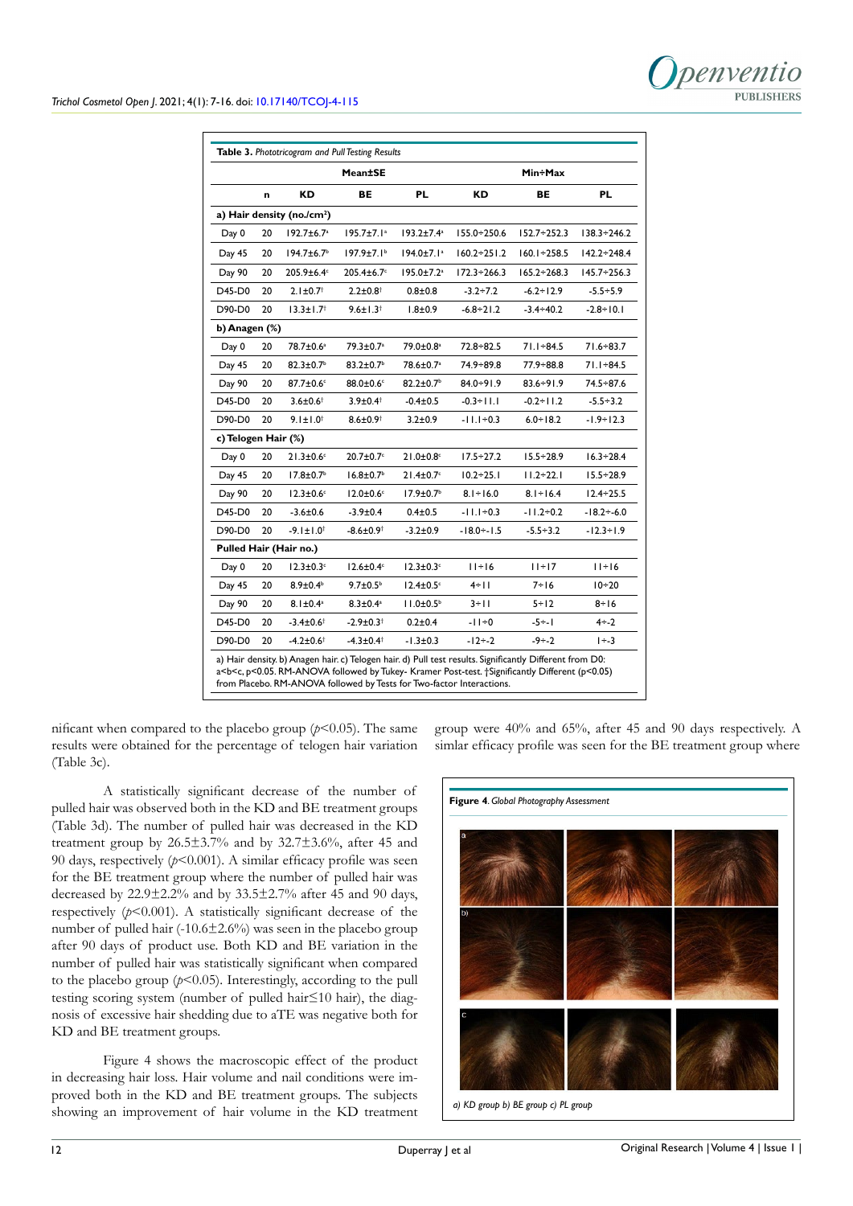**Table 3.** *Phototricogram and Pull Testing Results*

| | | Mean±SE | | | Min÷Max | | |
|---|---|---|---|---|---|---|---|
| | n | KD | BE | PL | KD | BE | PL |
| **a) Hair density (no./cm²)** | | | | | | | |
| Day 0 | 20 | 192.7±6.7[a] | 195.7±7.1[a] | 193.2±7.4[a] | 155.0÷250.6 | 152.7÷252.3 | 138.3÷246.2 |
| Day 45 | 20 | 194.7±6.7[b] | 197.9±7.1[b] | 194.0±7.1[a] | 160.2÷251.2 | 160.1÷258.5 | 142.2÷248.4 |
| Day 90 | 20 | 205.9±6.4[c] | 205.4±6.7[c] | 195.0±7.2[a] | 172.3÷266.3 | 165.2÷268.3 | 145.7÷256.3 |
| D45-D0 | 20 | 2.1±0.7[†] | 2.2±0.8[†] | 0.8±0.8 | -3.2÷7.2 | -6.2÷12.9 | -5.5÷5.9 |
| D90-D0 | 20 | 13.3±1.7[†] | 9.6±1.3[†] | 1.8±0.9 | -6.8÷21.2 | -3.4÷40.2 | -2.8÷10.1 |
| **b) Anagen (%)** | | | | | | | |
| Day 0 | 20 | 78.7±0.6[a] | 79.3±0.7[a] | 79.0±0.8[a] | 72.8÷82.5 | 71.1÷84.5 | 71.6÷83.7 |
| Day 45 | 20 | 82.3±0.7[b] | 83.2±0.7[b] | 78.6±0.7[a] | 74.9÷89.8 | 77.9÷88.8 | 71.1÷84.5 |
| Day 90 | 20 | 87.7±0.6[c] | 88.0±0.6[c] | 82.2±0.7[b] | 84.0÷91.9 | 83.6÷91.9 | 74.5÷87.6 |
| D45-D0 | 20 | 3.6±0.6[†] | 3.9±0.4[†] | -0.4±0.5 | -0.3÷11.1 | -0.2÷11.2 | -5.5÷3.2 |
| D90-D0 | 20 | 9.1±1.0[†] | 8.6±0.9[†] | 3.2±0.9 | -11.1÷0.3 | 6.0÷18.2 | -1.9÷12.3 |
| **c) Telogen Hair (%)** | | | | | | | |
| Day 0 | 20 | 21.3±0.6[c] | 20.7±0.7[c] | 21.0±0.8[c] | 17.5÷27.2 | 15.5÷28.9 | 16.3÷28.4 |
| Day 45 | 20 | 17.8±0.7[b] | 16.8±0.7[b] | 21.4±0.7[c] | 10.2÷25.1 | 11.2÷22.1 | 15.5÷28.9 |
| Day 90 | 20 | 12.3±0.6[c] | 12.0±0.6[c] | 17.9±0.7[b] | 8.1÷16.0 | 8.1÷16.4 | 12.4÷25.5 |
| D45-D0 | 20 | -3.6±0.6 | -3.9±0.4 | 0.4±0.5 | -11.1÷0.3 | -11.2÷0.2 | -18.2÷-6.0 |
| D90-D0 | 20 | -9.1±1.0[†] | -8.6±0.9[†] | -3.2±0.9 | -18.0÷-1.5 | -5.5÷3.2 | -12.3÷1.9 |
| **Pulled Hair (Hair no.)** | | | | | | | |
| Day 0 | 20 | 12.3±0.3[c] | 12.6±0.4[c] | 12.3±0.3[c] | 11÷16 | 11÷17 | 11÷16 |
| Day 45 | 20 | 8.9±0.4[b] | 9.7±0.5[b] | 12.4±0.5[c] | 4÷11 | 7÷16 | 10÷20 |
| Day 90 | 20 | 8.1±0.4[a] | 8.3±0.4[a] | 11.0±0.5[b] | 3÷11 | 5÷12 | 8÷16 |
| D45-D0 | 20 | -3.4±0.6[†] | -2.9±0.3[†] | 0.2±0.4 | -11÷0 | -5÷-1 | 4÷-2 |
| D90-D0 | 20 | -4.2±0.6[†] | -4.3±0.4[†] | -1.3±0.3 | -12÷-2 | -9÷-2 | 1÷-3 |

a) Hair density. b) Anagen hair. c) Telogen hair. d) Pull test results. Significantly Different from D0: a<b<c, p<0.05. RM-ANOVA followed by Tukey- Kramer Post-test. †Significantly Different (p<0.05) from Placebo. RM-ANOVA followed by Tests for Two-factor Interactions.

nificant when compared to the placebo group ($p$<0.05). The same results were obtained for the percentage of telogen hair variation (Table 3c).

A statistically significant decrease of the number of pulled hair was observed both in the KD and BE treatment groups (Table 3d). The number of pulled hair was decreased in the KD treatment group by 26.5±3.7% and by 32.7±3.6%, after 45 and 90 days, respectively ($p$<0.001). A similar efficacy profile was seen for the BE treatment group where the number of pulled hair was decreased by 22.9±2.2% and by 33.5±2.7% after 45 and 90 days, respectively ($p$<0.001). A statistically significant decrease of the number of pulled hair (-10.6±2.6%) was seen in the placebo group after 90 days of product use. Both KD and BE variation in the number of pulled hair was statistically significant when compared to the placebo group ($p$<0.05). Interestingly, according to the pull testing scoring system (number of pulled hair≤10 hair), the diagnosis of excessive hair shedding due to aTE was negative both for KD and BE treatment groups.

Figure 4 shows the macroscopic effect of the product in decreasing hair loss. Hair volume and nail conditions were improved both in the KD and BE treatment groups. The subjects showing an improvement of hair volume in the KD treatment group were 40% and 65%, after 45 and 90 days respectively. A simlar efficacy profile was seen for the BE treatment group where

**Figure 4.** *Global Photography Assessment*

*a) KD group b) BE group c) PL group*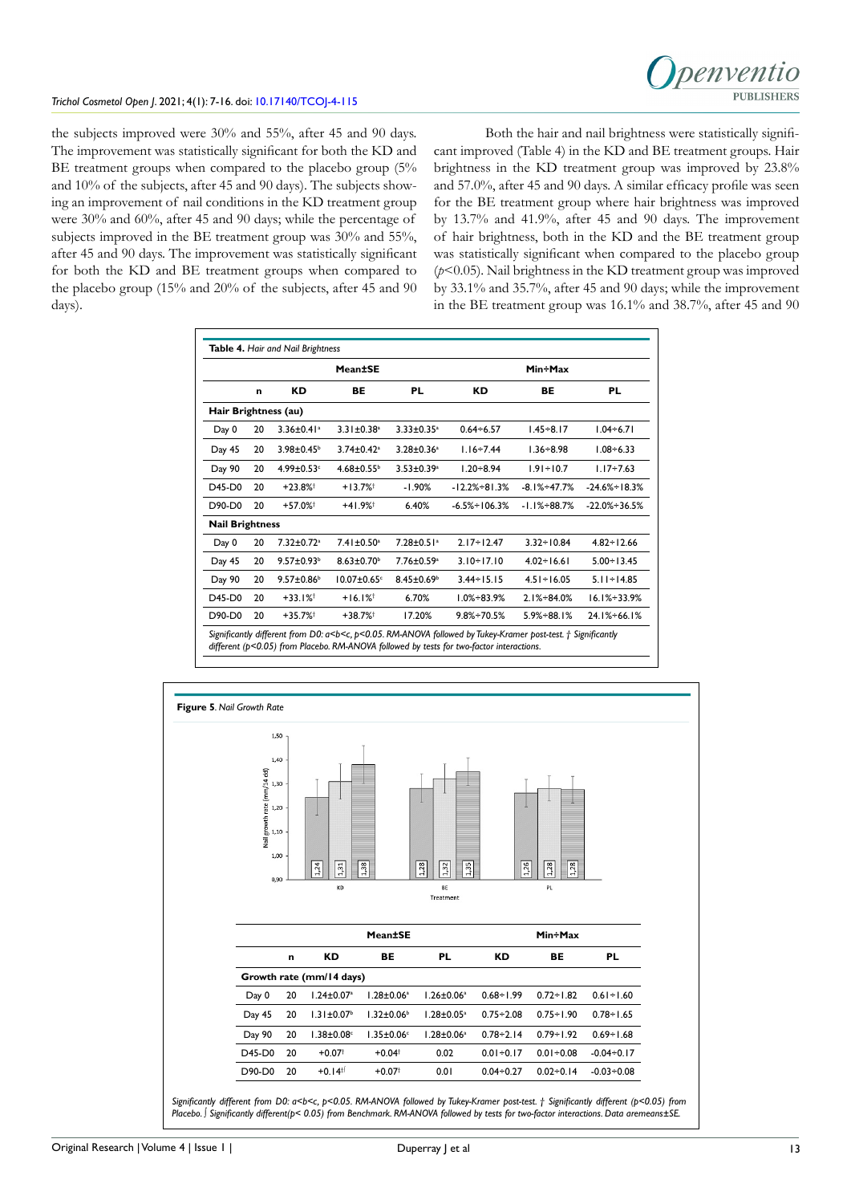the subjects improved were 30% and 55%, after 45 and 90 days. The improvement was statistically significant for both the KD and BE treatment groups when compared to the placebo group (5% and 10% of the subjects, after 45 and 90 days). The subjects showing an improvement of nail conditions in the KD treatment group were 30% and 60%, after 45 and 90 days; while the percentage of subjects improved in the BE treatment group was 30% and 55%, after 45 and 90 days. The improvement was statistically significant for both the KD and BE treatment groups when compared to the placebo group (15% and 20% of the subjects, after 45 and 90 days).

Both the hair and nail brightness were statistically significant improved (Table 4) in the KD and BE treatment groups. Hair brightness in the KD treatment group was improved by 23.8% and 57.0%, after 45 and 90 days. A similar efficacy profile was seen for the BE treatment group where hair brightness was improved by 13.7% and 41.9%, after 45 and 90 days. The improvement of hair brightness, both in the KD and the BE treatment group was statistically significant when compared to the placebo group ($p<0.05$). Nail brightness in the KD treatment group was improved by 33.1% and 35.7%, after 45 and 90 days; while the improvement in the BE treatment group was 16.1% and 38.7%, after 45 and 90

**Table 4.** *Hair and Nail Brightness*

| | | Mean±SE | | | Min÷Max | | |
|---|---|---|---|---|---|---|---|
| | **n** | **KD** | **BE** | **PL** | **KD** | **BE** | **PL** |
| **Hair Brightness (au)** | | | | | | | |
| Day 0 | 20 | 3.36±0.41[a] | 3.31±0.38[a] | 3.33±0.35[a] | 0.64÷6.57 | 1.45÷8.17 | 1.04÷6.71 |
| Day 45 | 20 | 3.98±0.45[b] | 3.74±0.42[a] | 3.28±0.36[a] | 1.16÷7.44 | 1.36÷8.98 | 1.08÷6.33 |
| Day 90 | 20 | 4.99±0.53[c] | 4.68±0.55[b] | 3.53±0.39[a] | 1.20÷8.94 | 1.91÷10.7 | 1.17÷7.63 |
| D45-D0 | 20 | +23.8%[†] | +13.7%[†] | -1.90% | -12.2%÷81.3% | -8.1%÷47.7% | -24.6%÷18.3% |
| D90-D0 | 20 | +57.0%[†] | +41.9%[†] | 6.40% | -6.5%÷106.3% | -1.1%÷88.7% | -22.0%÷36.5% |
| **Nail Brightness** | | | | | | | |
| Day 0 | 20 | 7.32±0.72[a] | 7.41±0.50[a] | 7.28±0.51[a] | 2.17÷12.47 | 3.32÷10.84 | 4.82÷12.66 |
| Day 45 | 20 | 9.57±0.93[b] | 8.63±0.70[b] | 7.76±0.59[a] | 3.10÷17.10 | 4.02÷16.61 | 5.00÷13.45 |
| Day 90 | 20 | 9.57±0.86[b] | 10.07±0.65[c] | 8.45±0.69[b] | 3.44÷15.15 | 4.51÷16.05 | 5.11÷14.85 |
| D45-D0 | 20 | +33.1%[†] | +16.1%[†] | 6.70% | 1.0%÷83.9% | 2.1%÷84.0% | 16.1%÷33.9% |
| D90-D0 | 20 | +35.7%[†] | +38.7%[†] | 17.20% | 9.8%÷70.5% | 5.9%÷88.1% | 24.1%÷66.1% |

*Significantly different from D0: a<b<c, p<0.05. RM-ANOVA followed by Tukey-Kramer post-test. † Significantly different (p<0.05) from Placebo. RM-ANOVA followed by tests for two-factor interactions.*

**Figure 5.** *Nail Growth Rate*

| | | Mean±SE | | | Min÷Max | | |
|---|---|---|---|---|---|---|---|
| | **n** | **KD** | **BE** | **PL** | **KD** | **BE** | **PL** |
| **Growth rate (mm/14 days)** | | | | | | | |
| Day 0 | 20 | 1.24±0.07[a] | 1.28±0.06[a] | 1.26±0.06[a] | 0.68÷1.99 | 0.72÷1.82 | 0.61÷1.60 |
| Day 45 | 20 | 1.31±0.07[b] | 1.32±0.06[b] | 1.28±0.05[a] | 0.75÷2.08 | 0.75÷1.90 | 0.78÷1.65 |
| Day 90 | 20 | 1.38±0.08[c] | 1.35±0.06[c] | 1.28±0.06[a] | 0.78÷2.14 | 0.79÷1.92 | 0.69÷1.68 |
| D45-D0 | 20 | +0.07[†] | +0.04[†] | 0.02 | 0.01÷0.17 | 0.01÷0.08 | -0.04÷0.17 |
| D90-D0 | 20 | +0.14[†∫] | +0.07[†] | 0.01 | 0.04÷0.27 | 0.02÷0.14 | -0.03÷0.08 |

*Significantly different from D0: a<b<c, p<0.05. RM-ANOVA followed by Tukey-Kramer post-test. † Significantly different (p<0.05) from Placebo. ∫ Significantly different(p< 0.05) from Benchmark. RM-ANOVA followed by tests for two-factor interactions. Data aremeans±SE.*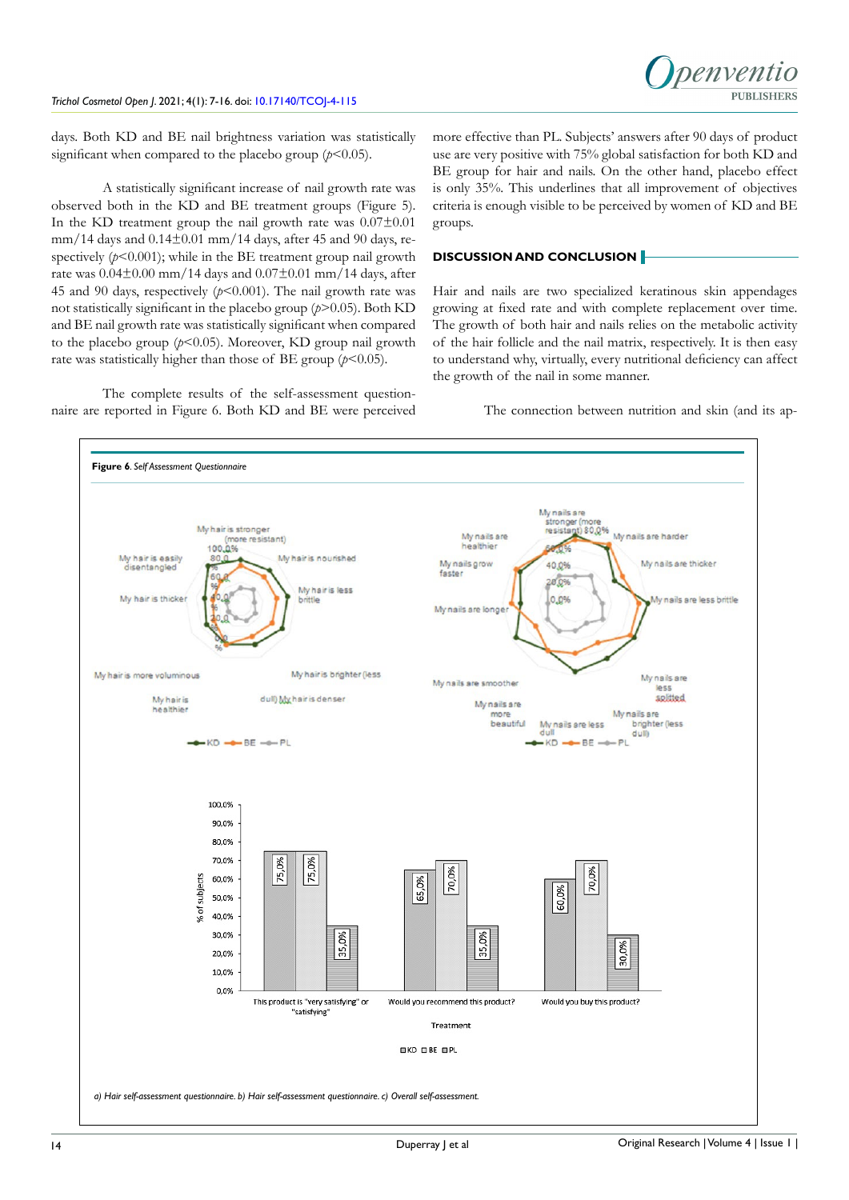days. Both KD and BE nail brightness variation was statistically significant when compared to the placebo group ($p<0.05$).

A statistically significant increase of nail growth rate was observed both in the KD and BE treatment groups (Figure 5). In the KD treatment group the nail growth rate was 0.07±0.01 mm/14 days and 0.14±0.01 mm/14 days, after 45 and 90 days, respectively ($p<0.001$); while in the BE treatment group nail growth rate was 0.04±0.00 mm/14 days and 0.07±0.01 mm/14 days, after 45 and 90 days, respectively ($p<0.001$). The nail growth rate was not statistically significant in the placebo group ($p>0.05$). Both KD and BE nail growth rate was statistically significant when compared to the placebo group ($p<0.05$). Moreover, KD group nail growth rate was statistically higher than those of BE group ($p<0.05$).

The complete results of the self-assessment questionnaire are reported in Figure 6. Both KD and BE were perceived more effective than PL. Subjects' answers after 90 days of product use are very positive with 75% global satisfaction for both KD and BE group for hair and nails. On the other hand, placebo effect is only 35%. This underlines that all improvement of objectives criteria is enough visible to be perceived by women of KD and BE groups.

## DISCUSSION AND CONCLUSION

Hair and nails are two specialized keratinous skin appendages growing at fixed rate and with complete replacement over time. The growth of both hair and nails relies on the metabolic activity of the hair follicle and the nail matrix, respectively. It is then easy to understand why, virtually, every nutritional deficiency can affect the growth of the nail in some manner.

The connection between nutrition and skin (and its ap-

**Figure 6.** *Self Assessment Questionnaire*

*a) Hair self-assessment questionnaire. b) Hair self-assessment questionnaire. c) Overall self-assessment.*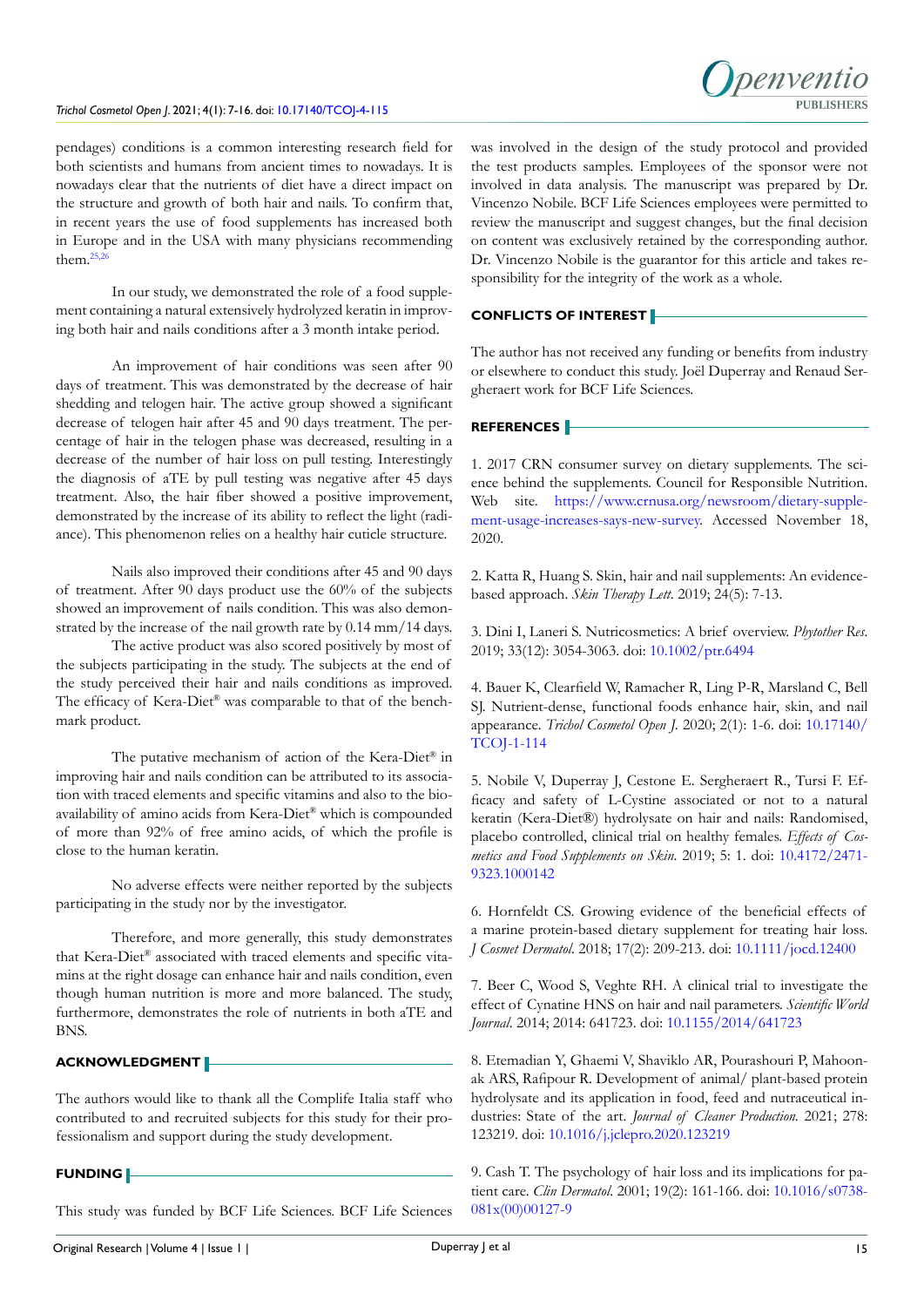pendages) conditions is a common interesting research field for both scientists and humans from ancient times to nowadays. It is nowadays clear that the nutrients of diet have a direct impact on the structure and growth of both hair and nails. To confirm that, in recent years the use of food supplements has increased both in Europe and in the USA with many physicians recommending them.[25,26]

In our study, we demonstrated the role of a food supplement containing a natural extensively hydrolyzed keratin in improving both hair and nails conditions after a 3 month intake period.

An improvement of hair conditions was seen after 90 days of treatment. This was demonstrated by the decrease of hair shedding and telogen hair. The active group showed a significant decrease of telogen hair after 45 and 90 days treatment. The percentage of hair in the telogen phase was decreased, resulting in a decrease of the number of hair loss on pull testing. Interestingly the diagnosis of aTE by pull testing was negative after 45 days treatment. Also, the hair fiber showed a positive improvement, demonstrated by the increase of its ability to reflect the light (radiance). This phenomenon relies on a healthy hair cuticle structure.

Nails also improved their conditions after 45 and 90 days of treatment. After 90 days product use the 60% of the subjects showed an improvement of nails condition. This was also demonstrated by the increase of the nail growth rate by 0.14 mm/14 days.

The active product was also scored positively by most of the subjects participating in the study. The subjects at the end of the study perceived their hair and nails conditions as improved. The efficacy of Kera-Diet® was comparable to that of the benchmark product.

The putative mechanism of action of the Kera-Diet® in improving hair and nails condition can be attributed to its association with traced elements and specific vitamins and also to the bioavailability of amino acids from Kera-Diet® which is compounded of more than 92% of free amino acids, of which the profile is close to the human keratin.

No adverse effects were neither reported by the subjects participating in the study nor by the investigator.

Therefore, and more generally, this study demonstrates that Kera-Diet® associated with traced elements and specific vitamins at the right dosage can enhance hair and nails condition, even though human nutrition is more and more balanced. The study, furthermore, demonstrates the role of nutrients in both aTE and BNS.

## ACKNOWLEDGMENT

The authors would like to thank all the Complife Italia staff who contributed to and recruited subjects for this study for their professionalism and support during the study development.

## FUNDING

This study was funded by BCF Life Sciences. BCF Life Sciences was involved in the design of the study protocol and provided the test products samples. Employees of the sponsor were not involved in data analysis. The manuscript was prepared by Dr. Vincenzo Nobile. BCF Life Sciences employees were permitted to review the manuscript and suggest changes, but the final decision on content was exclusively retained by the corresponding author. Dr. Vincenzo Nobile is the guarantor for this article and takes responsibility for the integrity of the work as a whole.

## CONFLICTS OF INTEREST

The author has not received any funding or benefits from industry or elsewhere to conduct this study. Joël Duperray and Renaud Sergheraert work for BCF Life Sciences.

## REFERENCES

1. 2017 CRN consumer survey on dietary supplements. The science behind the supplements. Council for Responsible Nutrition. Web site. https://www.crnusa.org/newsroom/dietary-supplement-usage-increases-says-new-survey. Accessed November 18, 2020.

2. Katta R, Huang S. Skin, hair and nail supplements: An evidence-based approach. *Skin Therapy Lett.* 2019; 24(5): 7-13.

3. Dini I, Laneri S. Nutricosmetics: A brief overview. *Phytother Res.* 2019; 33(12): 3054-3063. doi: 10.1002/ptr.6494

4. Bauer K, Clearfield W, Ramacher R, Ling P-R, Marsland C, Bell SJ. Nutrient-dense, functional foods enhance hair, skin, and nail appearance. *Trichol Cosmetol Open J.* 2020; 2(1): 1-6. doi: 10.17140/TCOJ-1-114

5. Nobile V, Duperray J, Cestone E. Sergheraert R., Tursi F. Efficacy and safety of L-Cystine associated or not to a natural keratin (Kera-Diet®) hydrolysate on hair and nails: Randomised, placebo controlled, clinical trial on healthy females. *Effects of Cosmetics and Food Supplements on Skin.* 2019; 5: 1. doi: 10.4172/2471-9323.1000142

6. Hornfeldt CS. Growing evidence of the beneficial effects of a marine protein-based dietary supplement for treating hair loss. *J Cosmet Dermatol.* 2018; 17(2): 209-213. doi: 10.1111/jocd.12400

7. Beer C, Wood S, Veghte RH. A clinical trial to investigate the effect of Cynatine HNS on hair and nail parameters. *Scientific World Journal.* 2014; 2014: 641723. doi: 10.1155/2014/641723

8. Etemadian Y, Ghaemi V, Shaviklo AR, Pourashouri P, Mahoonak ARS, Rafipour R. Development of animal/ plant-based protein hydrolysate and its application in food, feed and nutraceutical industries: State of the art. *Journal of Cleaner Production.* 2021; 278: 123219. doi: 10.1016/j.jclepro.2020.123219

9. Cash T. The psychology of hair loss and its implications for patient care. *Clin Dermatol.* 2001; 19(2): 161-166. doi: 10.1016/s0738-081x(00)00127-9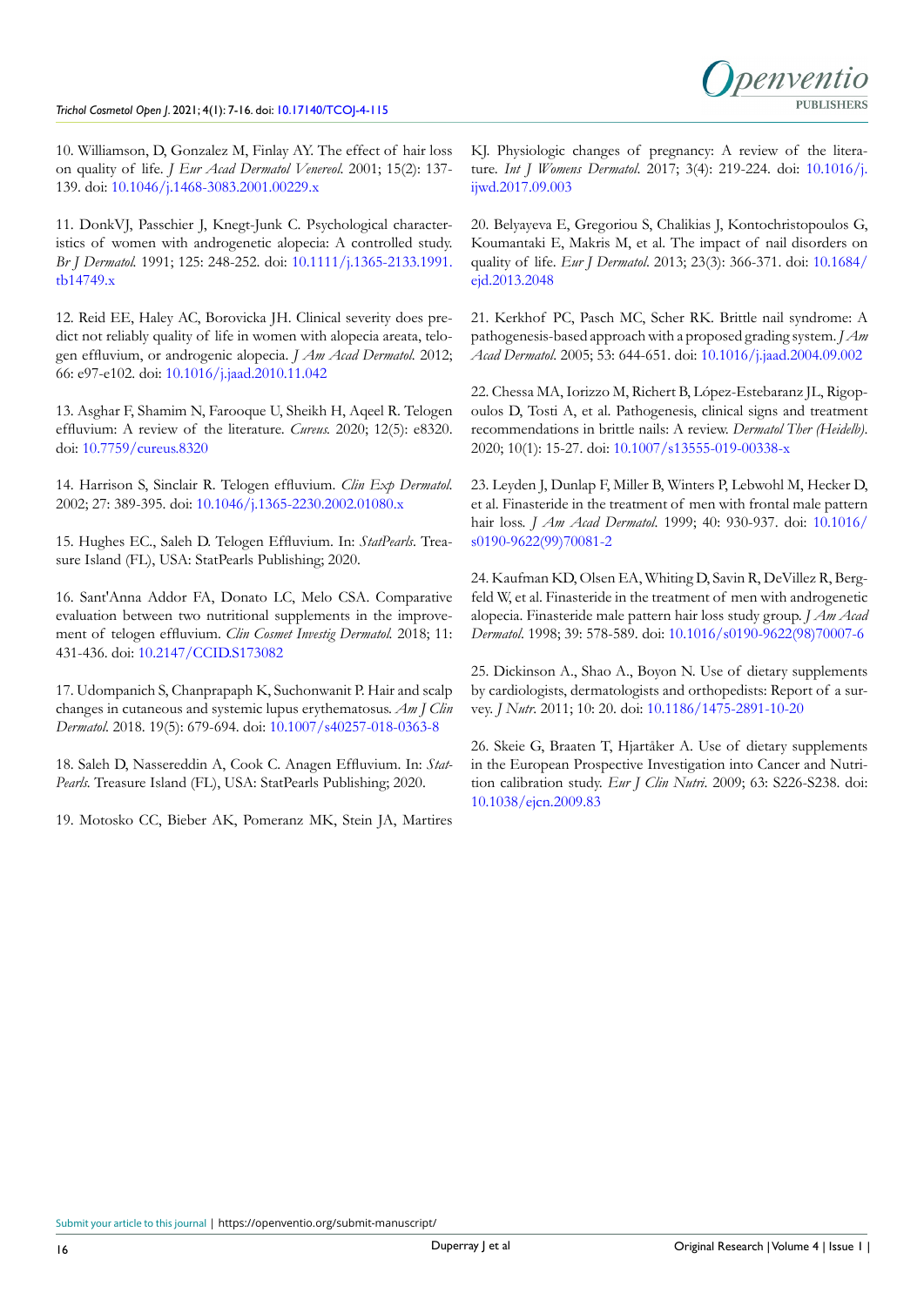10. Williamson, D, Gonzalez M, Finlay AY. The effect of hair loss on quality of life. *J Eur Acad Dermatol Venereol.* 2001; 15(2): 137-139. doi: 10.1046/j.1468-3083.2001.00229.x

11. DonkVJ, Passchier J, Knegt-Junk C. Psychological characteristics of women with androgenetic alopecia: A controlled study. *Br J Dermatol.* 1991; 125: 248-252. doi: 10.1111/j.1365-2133.1991.tb14749.x

12. Reid EE, Haley AC, Borovicka JH. Clinical severity does predict not reliably quality of life in women with alopecia areata, telogen effluvium, or androgenic alopecia. *J Am Acad Dermatol.* 2012; 66: e97-e102. doi: 10.1016/j.jaad.2010.11.042

13. Asghar F, Shamim N, Farooque U, Sheikh H, Aqeel R. Telogen effluvium: A review of the literature. *Cureus.* 2020; 12(5): e8320. doi: 10.7759/cureus.8320

14. Harrison S, Sinclair R. Telogen effluvium. *Clin Exp Dermatol.* 2002; 27: 389-395. doi: 10.1046/j.1365-2230.2002.01080.x

15. Hughes EC., Saleh D. Telogen Effluvium. In: *StatPearls*. Treasure Island (FL), USA: StatPearls Publishing; 2020.

16. Sant'Anna Addor FA, Donato LC, Melo CSA. Comparative evaluation between two nutritional supplements in the improvement of telogen effluvium. *Clin Cosmet Investig Dermatol.* 2018; 11: 431-436. doi: 10.2147/CCID.S173082

17. Udompanich S, Chanprapaph K, Suchonwanit P. Hair and scalp changes in cutaneous and systemic lupus erythematosus. *Am J Clin Dermatol.* 2018. 19(5): 679-694. doi: 10.1007/s40257-018-0363-8

18. Saleh D, Nassereddin A, Cook C. Anagen Effluvium. In: *StatPearls.* Treasure Island (FL), USA: StatPearls Publishing; 2020.

19. Motosko CC, Bieber AK, Pomeranz MK, Stein JA, Martires KJ. Physiologic changes of pregnancy: A review of the literature. *Int J Womens Dermatol.* 2017; 3(4): 219-224. doi: 10.1016/j.ijwd.2017.09.003

20. Belyayeva E, Gregoriou S, Chalikias J, Kontochristopoulos G, Koumantaki E, Makris M, et al. The impact of nail disorders on quality of life. *Eur J Dermatol.* 2013; 23(3): 366-371. doi: 10.1684/ejd.2013.2048

21. Kerkhof PC, Pasch MC, Scher RK. Brittle nail syndrome: A pathogenesis-based approach with a proposed grading system. *J Am Acad Dermatol.* 2005; 53: 644-651. doi: 10.1016/j.jaad.2004.09.002

22. Chessa MA, Iorizzo M, Richert B, López-Estebaranz JL, Rigopoulos D, Tosti A, et al. Pathogenesis, clinical signs and treatment recommendations in brittle nails: A review. *Dermatol Ther (Heidelb).* 2020; 10(1): 15-27. doi: 10.1007/s13555-019-00338-x

23. Leyden J, Dunlap F, Miller B, Winters P, Lebwohl M, Hecker D, et al. Finasteride in the treatment of men with frontal male pattern hair loss. *J Am Acad Dermatol.* 1999; 40: 930-937. doi: 10.1016/s0190-9622(99)70081-2

24. Kaufman KD, Olsen EA, Whiting D, Savin R, DeVillez R, Bergfeld W, et al. Finasteride in the treatment of men with androgenetic alopecia. Finasteride male pattern hair loss study group. *J Am Acad Dermatol.* 1998; 39: 578-589. doi: 10.1016/s0190-9622(98)70007-6

25. Dickinson A., Shao A., Boyon N. Use of dietary supplements by cardiologists, dermatologists and orthopedists: Report of a survey. *J Nutr.* 2011; 10: 20. doi: 10.1186/1475-2891-10-20

26. Skeie G, Braaten T, Hjartåker A. Use of dietary supplements in the European Prospective Investigation into Cancer and Nutrition calibration study. *Eur J Clin Nutri.* 2009; 63: S226-S238. doi: 10.1038/ejcn.2009.83